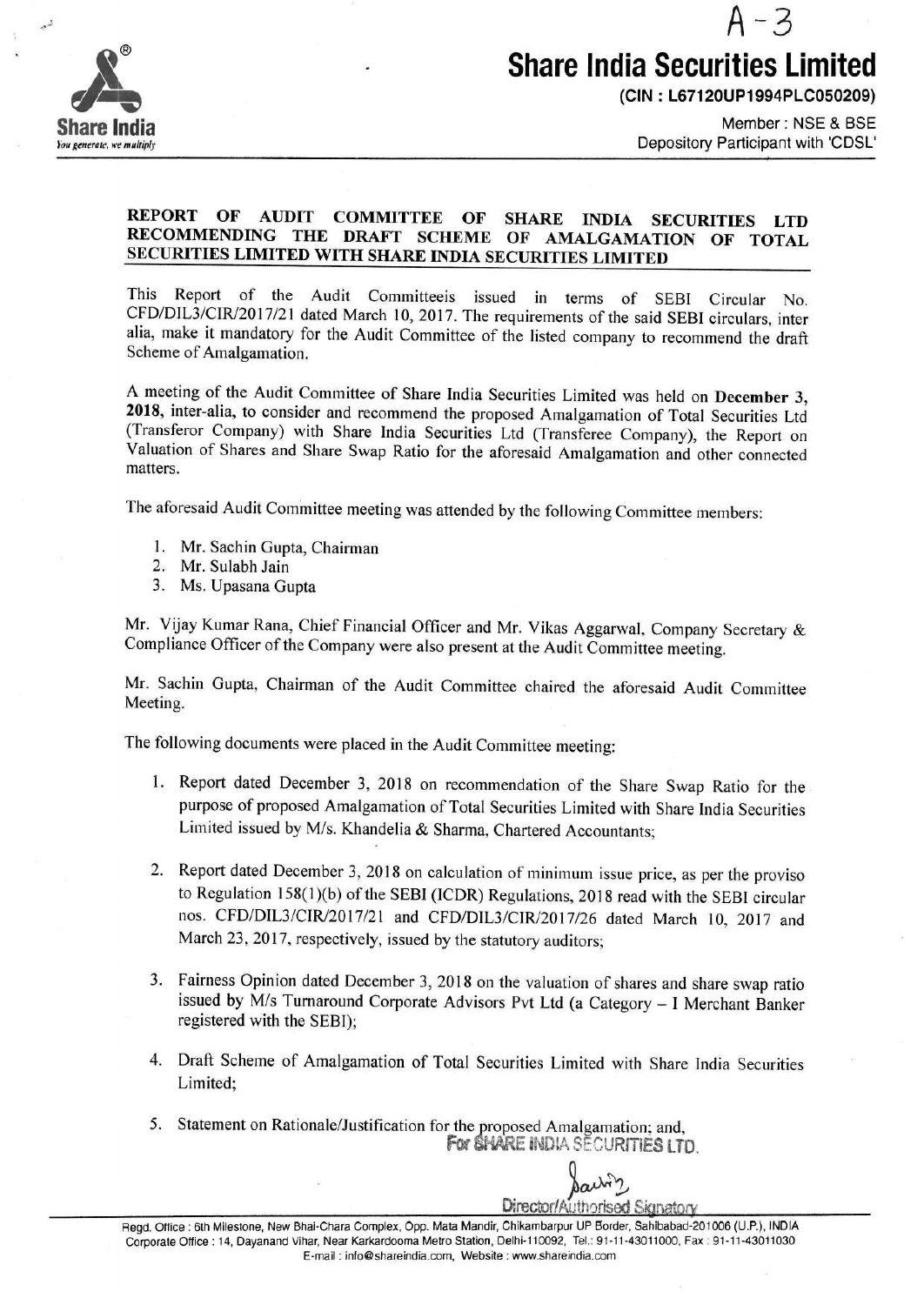A-3

# Share India Securities Limited

(CIN : L67120UP1994PLC050209)

Member : NSE & BSE
Depository Participant with 'CDSL'

## REPORT OF AUDIT COMMITTEE OF SHARE INDIA SECURITIES LTD RECOMMENDING THE DRAFT SCHEME OF AMALGAMATION OF TOTAL SECURITIES LIMITED WITH SHARE INDIA SECURITIES LIMITED

This Report of the Audit Committeeis issued in terms of SEBI Circular No. CFD/DIL3/CIR/2017/21 dated March 10, 2017. The requirements of the said SEBI circulars, inter alia, make it mandatory for the Audit Committee of the listed company to recommend the draft Scheme of Amalgamation.

A meeting of the Audit Committee of Share India Securities Limited was held on **December 3, 2018**, inter-alia, to consider and recommend the proposed Amalgamation of Total Securities Ltd (Transferor Company) with Share India Securities Ltd (Transferee Company), the Report on Valuation of Shares and Share Swap Ratio for the aforesaid Amalgamation and other connected matters.

The aforesaid Audit Committee meeting was attended by the following Committee members:

1. Mr. Sachin Gupta, Chairman
2. Mr. Sulabh Jain
3. Ms. Upasana Gupta

Mr. Vijay Kumar Rana, Chief Financial Officer and Mr. Vikas Aggarwal, Company Secretary & Compliance Officer of the Company were also present at the Audit Committee meeting.

Mr. Sachin Gupta, Chairman of the Audit Committee chaired the aforesaid Audit Committee Meeting.

The following documents were placed in the Audit Committee meeting:

1. Report dated December 3, 2018 on recommendation of the Share Swap Ratio for the purpose of proposed Amalgamation of Total Securities Limited with Share India Securities Limited issued by M/s. Khandelia & Sharma, Chartered Accountants;

2. Report dated December 3, 2018 on calculation of minimum issue price, as per the proviso to Regulation 158(1)(b) of the SEBI (ICDR) Regulations, 2018 read with the SEBI circular nos. CFD/DIL3/CIR/2017/21 and CFD/DIL3/CIR/2017/26 dated March 10, 2017 and March 23, 2017, respectively, issued by the statutory auditors;

3. Fairness Opinion dated December 3, 2018 on the valuation of shares and share swap ratio issued by M/s Turnaround Corporate Advisors Pvt Ltd (a Category – I Merchant Banker registered with the SEBI);

4. Draft Scheme of Amalgamation of Total Securities Limited with Share India Securities Limited;

5. Statement on Rationale/Justification for the proposed Amalgamation; and,

For SHARE INDIA SECURITIES LTD.

Director/Authorised Signatory

Regd. Office : 6th Milestone, New Bhai-Chara Complex, Opp. Mata Mandir, Chikambarpur UP Border, Sahibabad-201006 (U.P.), INDIA
Corporate Office : 14, Dayanand Vihar, Near Karkardooma Metro Station, Delhi-110092, Tel.: 91-11-43011000, Fax : 91-11-43011030
E-mail : info@shareindia.com, Website : www.shareindia.com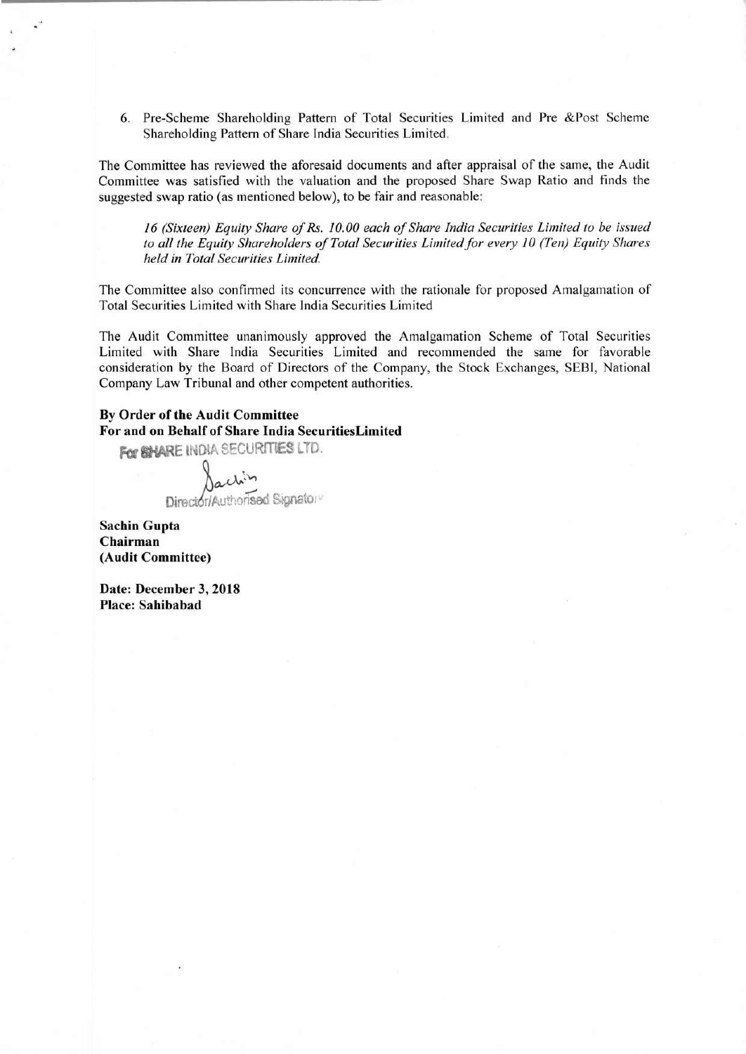6. Pre-Scheme Shareholding Pattern of Total Securities Limited and Pre &Post Scheme Shareholding Pattern of Share India Securities Limited.

The Committee has reviewed the aforesaid documents and after appraisal of the same, the Audit Committee was satisfied with the valuation and the proposed Share Swap Ratio and finds the suggested swap ratio (as mentioned below), to be fair and reasonable:

> *16 (Sixteen) Equity Share of Rs. 10.00 each of Share India Securities Limited to be issued to all the Equity Shareholders of Total Securities Limited for every 10 (Ten) Equity Shares held in Total Securities Limited.*

The Committee also confirmed its concurrence with the rationale for proposed Amalgamation of Total Securities Limited with Share India Securities Limited

The Audit Committee unanimously approved the Amalgamation Scheme of Total Securities Limited with Share India Securities Limited and recommended the same for favorable consideration by the Board of Directors of the Company, the Stock Exchanges, SEBI, National Company Law Tribunal and other competent authorities.

**By Order of the Audit Committee**
**For and on Behalf of Share India SecuritiesLimited**

For SHARE INDIA SECURITIES LTD.

Director/Authorised Signatory

**Sachin Gupta**
**Chairman**
**(Audit Committee)**

**Date: December 3, 2018**
**Place: Sahibabad**